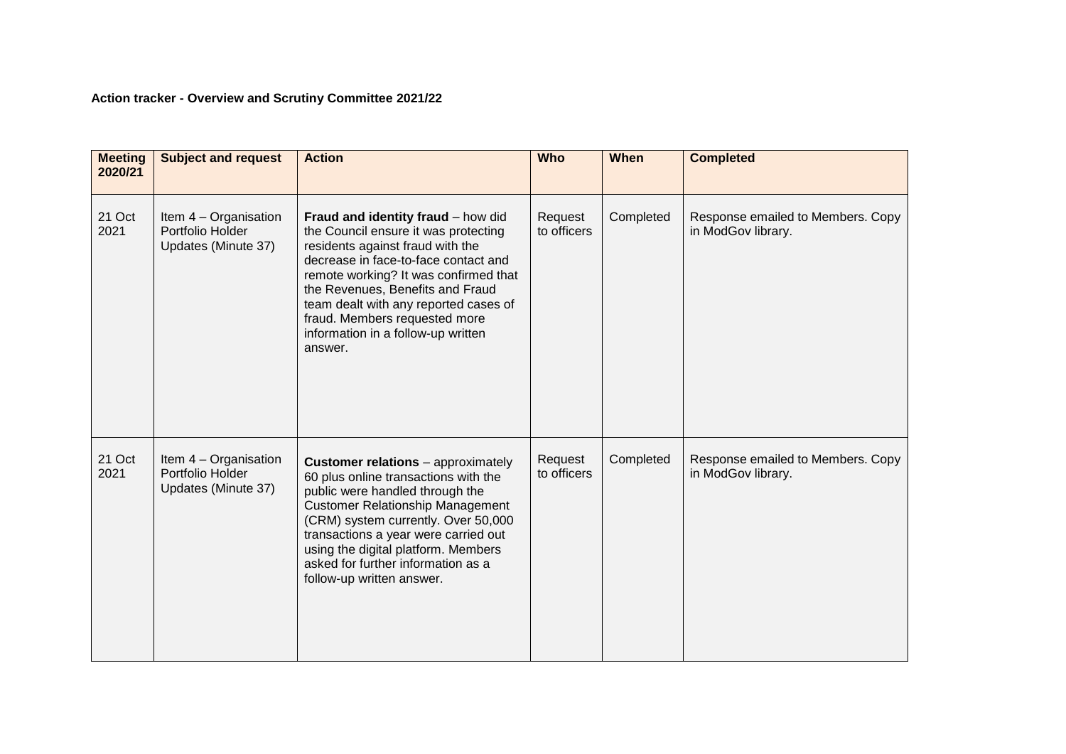**Action tracker - Overview and Scrutiny Committee 2021/22**

| Meeting 2020/21 | Subject and request | Action | Who | When | Completed |
|---|---|---|---|---|---|
| 21 Oct 2021 | Item 4 – Organisation Portfolio Holder Updates (Minute 37) | **Fraud and identity fraud** – how did the Council ensure it was protecting residents against fraud with the decrease in face-to-face contact and remote working? It was confirmed that the Revenues, Benefits and Fraud team dealt with any reported cases of fraud. Members requested more information in a follow-up written answer. | Request to officers | Completed | Response emailed to Members. Copy in ModGov library. |
| 21 Oct 2021 | Item 4 – Organisation Portfolio Holder Updates (Minute 37) | **Customer relations** – approximately 60 plus online transactions with the public were handled through the Customer Relationship Management (CRM) system currently. Over 50,000 transactions a year were carried out using the digital platform. Members asked for further information as a follow-up written answer. | Request to officers | Completed | Response emailed to Members. Copy in ModGov library. |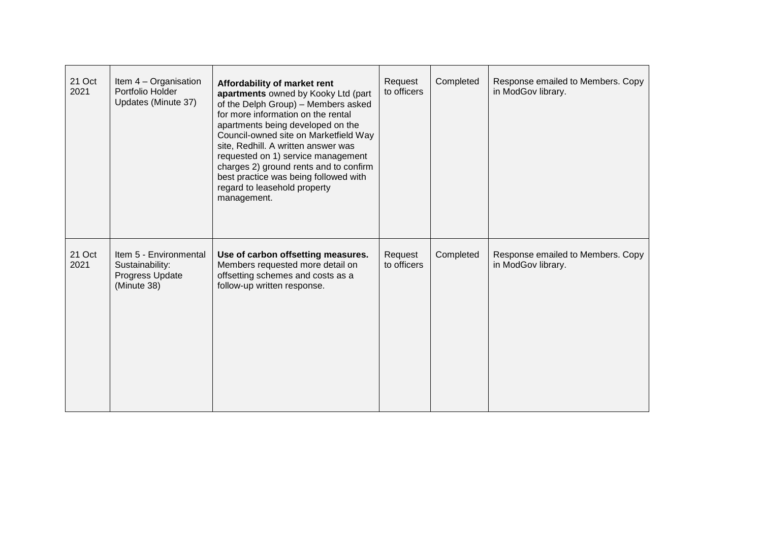| | | | | | |
|---|---|---|---|---|---|
| 21 Oct 2021 | Item 4 – Organisation Portfolio Holder Updates (Minute 37) | **Affordability of market rent apartments** owned by Kooky Ltd (part of the Delph Group) – Members asked for more information on the rental apartments being developed on the Council-owned site on Marketfield Way site, Redhill. A written answer was requested on 1) service management charges 2) ground rents and to confirm best practice was being followed with regard to leasehold property management. | Request to officers | Completed | Response emailed to Members. Copy in ModGov library. |
| 21 Oct 2021 | Item 5 - Environmental Sustainability: Progress Update (Minute 38) | **Use of carbon offsetting measures.** Members requested more detail on offsetting schemes and costs as a follow-up written response. | Request to officers | Completed | Response emailed to Members. Copy in ModGov library. |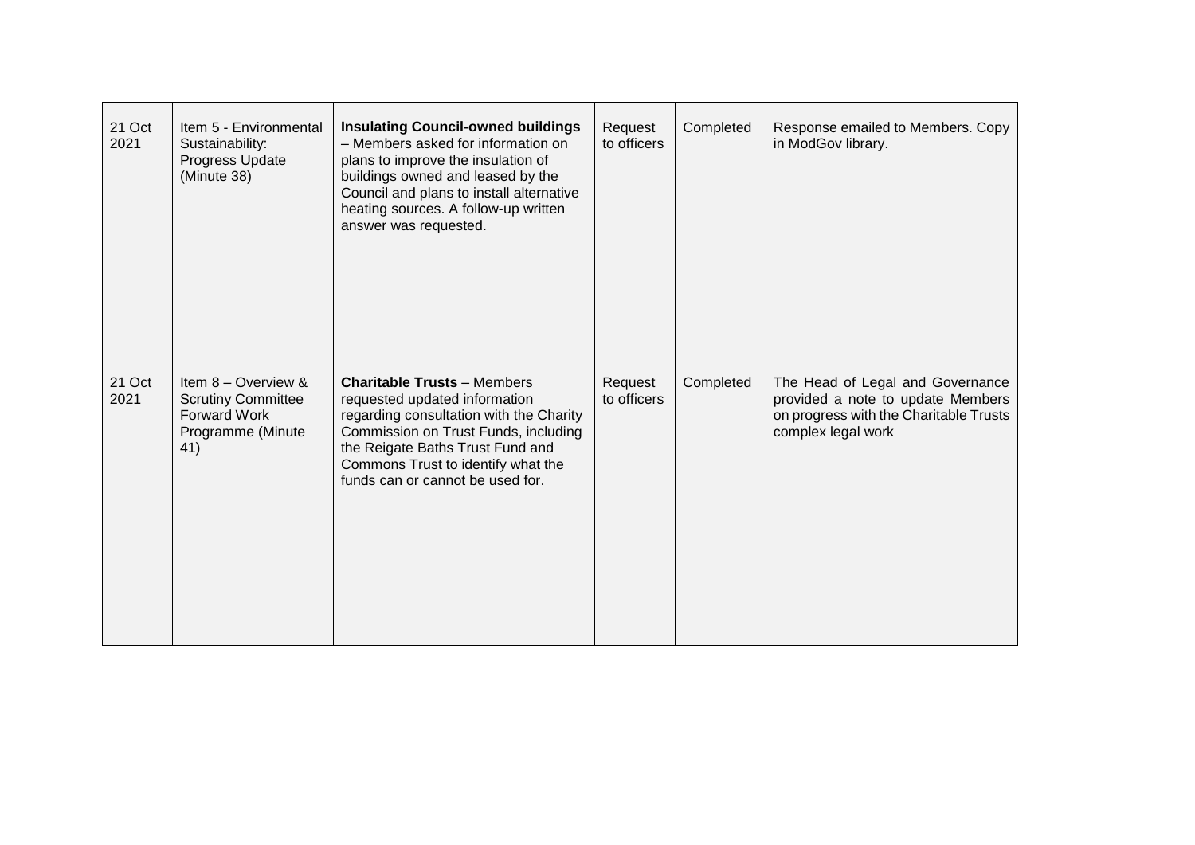| | | | | | |
|---|---|---|---|---|---|
| 21 Oct 2021 | Item 5 - Environmental Sustainability: Progress Update (Minute 38) | **Insulating Council-owned buildings** – Members asked for information on plans to improve the insulation of buildings owned and leased by the Council and plans to install alternative heating sources. A follow-up written answer was requested. | Request to officers | Completed | Response emailed to Members. Copy in ModGov library. |
| 21 Oct 2021 | Item 8 – Overview & Scrutiny Committee Forward Work Programme (Minute 41) | **Charitable Trusts** – Members requested updated information regarding consultation with the Charity Commission on Trust Funds, including the Reigate Baths Trust Fund and Commons Trust to identify what the funds can or cannot be used for. | Request to officers | Completed | The Head of Legal and Governance provided a note to update Members on progress with the Charitable Trusts complex legal work |